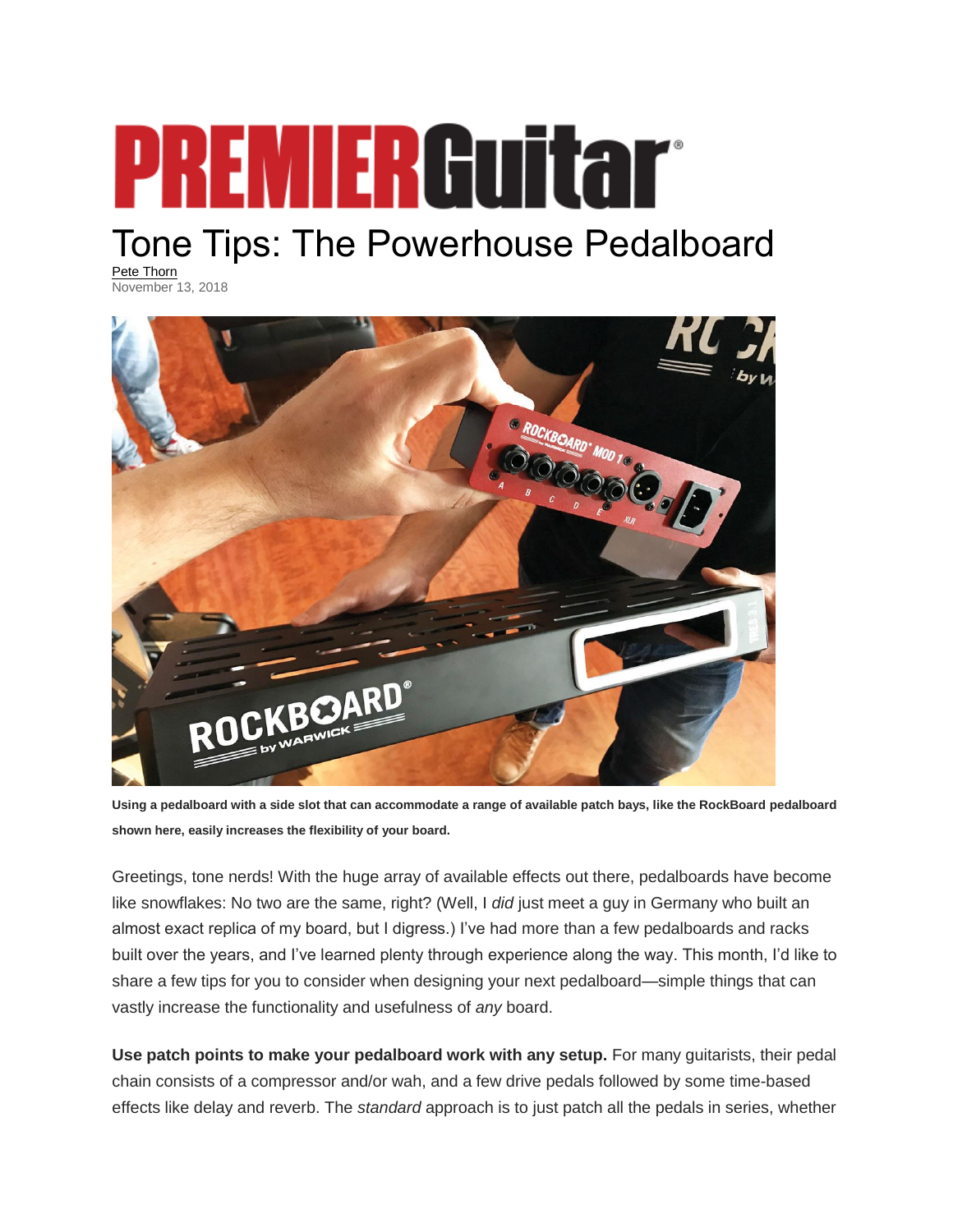# PREMIER Guitar

# Tone Tips: The Powerhouse Pedalboard

Pete Thorn
November 13, 2018

**Using a pedalboard with a side slot that can accommodate a range of available patch bays, like the RockBoard pedalboard shown here, easily increases the flexibility of your board.**

Greetings, tone nerds! With the huge array of available effects out there, pedalboards have become like snowflakes: No two are the same, right? (Well, I *did* just meet a guy in Germany who built an almost exact replica of my board, but I digress.) I've had more than a few pedalboards and racks built over the years, and I've learned plenty through experience along the way. This month, I'd like to share a few tips for you to consider when designing your next pedalboard—simple things that can vastly increase the functionality and usefulness of *any* board.

**Use patch points to make your pedalboard work with any setup.** For many guitarists, their pedal chain consists of a compressor and/or wah, and a few drive pedals followed by some time-based effects like delay and reverb. The *standard* approach is to just patch all the pedals in series, whether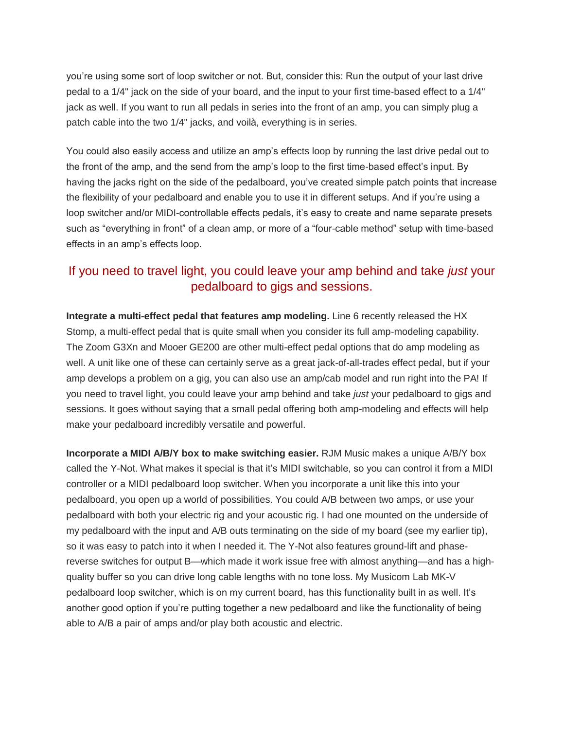you're using some sort of loop switcher or not. But, consider this: Run the output of your last drive pedal to a 1/4" jack on the side of your board, and the input to your first time-based effect to a 1/4" jack as well. If you want to run all pedals in series into the front of an amp, you can simply plug a patch cable into the two 1/4" jacks, and voilà, everything is in series.

You could also easily access and utilize an amp's effects loop by running the last drive pedal out to the front of the amp, and the send from the amp's loop to the first time-based effect's input. By having the jacks right on the side of the pedalboard, you've created simple patch points that increase the flexibility of your pedalboard and enable you to use it in different setups. And if you're using a loop switcher and/or MIDI-controllable effects pedals, it's easy to create and name separate presets such as "everything in front" of a clean amp, or more of a "four-cable method" setup with time-based effects in an amp's effects loop.

> If you need to travel light, you could leave your amp behind and take *just* your pedalboard to gigs and sessions.

**Integrate a multi-effect pedal that features amp modeling.** Line 6 recently released the HX Stomp, a multi-effect pedal that is quite small when you consider its full amp-modeling capability. The Zoom G3Xn and Mooer GE200 are other multi-effect pedal options that do amp modeling as well. A unit like one of these can certainly serve as a great jack-of-all-trades effect pedal, but if your amp develops a problem on a gig, you can also use an amp/cab model and run right into the PA! If you need to travel light, you could leave your amp behind and take *just* your pedalboard to gigs and sessions. It goes without saying that a small pedal offering both amp-modeling and effects will help make your pedalboard incredibly versatile and powerful.

**Incorporate a MIDI A/B/Y box to make switching easier.** RJM Music makes a unique A/B/Y box called the Y-Not. What makes it special is that it's MIDI switchable, so you can control it from a MIDI controller or a MIDI pedalboard loop switcher. When you incorporate a unit like this into your pedalboard, you open up a world of possibilities. You could A/B between two amps, or use your pedalboard with both your electric rig and your acoustic rig. I had one mounted on the underside of my pedalboard with the input and A/B outs terminating on the side of my board (see my earlier tip), so it was easy to patch into it when I needed it. The Y-Not also features ground-lift and phase-reverse switches for output B—which made it work issue free with almost anything—and has a high-quality buffer so you can drive long cable lengths with no tone loss. My Musicom Lab MK-V pedalboard loop switcher, which is on my current board, has this functionality built in as well. It's another good option if you're putting together a new pedalboard and like the functionality of being able to A/B a pair of amps and/or play both acoustic and electric.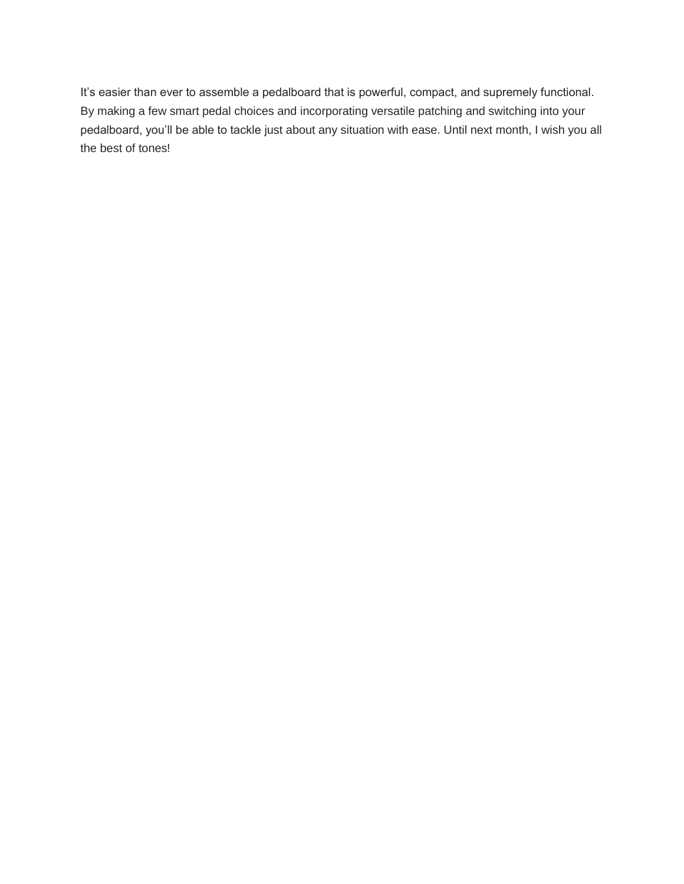It’s easier than ever to assemble a pedalboard that is powerful, compact, and supremely functional. By making a few smart pedal choices and incorporating versatile patching and switching into your pedalboard, you’ll be able to tackle just about any situation with ease. Until next month, I wish you all the best of tones!